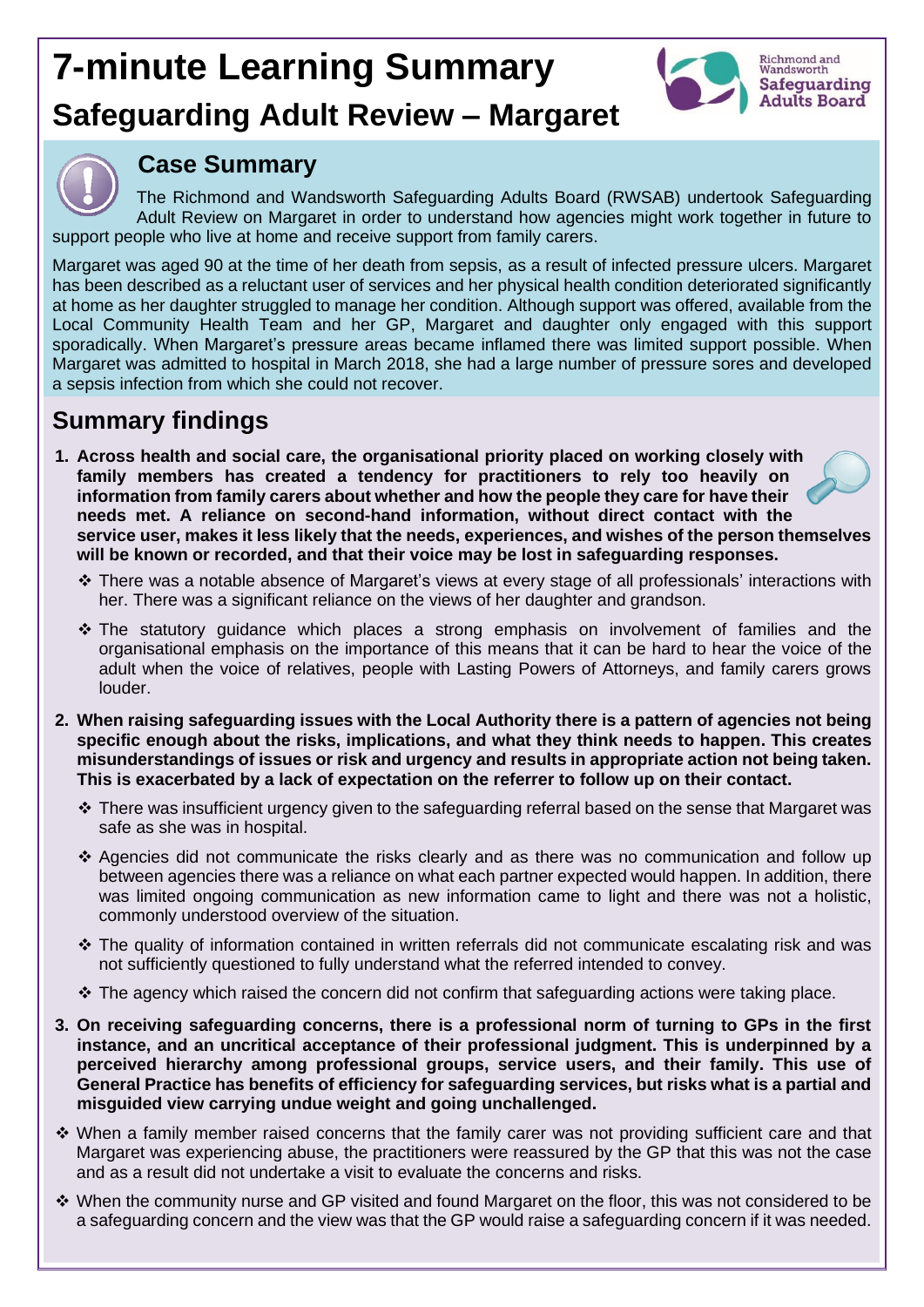# 7-minute Learning Summary

## Safeguarding Adult Review – Margaret

Richmond and Wandsworth Safeguarding Adults Board

### Case Summary

The Richmond and Wandsworth Safeguarding Adults Board (RWSAB) undertook Safeguarding Adult Review on Margaret in order to understand how agencies might work together in future to support people who live at home and receive support from family carers.

Margaret was aged 90 at the time of her death from sepsis, as a result of infected pressure ulcers. Margaret has been described as a reluctant user of services and her physical health condition deteriorated significantly at home as her daughter struggled to manage her condition. Although support was offered, available from the Local Community Health Team and her GP, Margaret and daughter only engaged with this support sporadically. When Margaret's pressure areas became inflamed there was limited support possible. When Margaret was admitted to hospital in March 2018, she had a large number of pressure sores and developed a sepsis infection from which she could not recover.

## Summary findings

1. **Across health and social care, the organisational priority placed on working closely with family members has created a tendency for practitioners to rely too heavily on information from family carers about whether and how the people they care for have their needs met. A reliance on second-hand information, without direct contact with the service user, makes it less likely that the needs, experiences, and wishes of the person themselves will be known or recorded, and that their voice may be lost in safeguarding responses.**
   - There was a notable absence of Margaret's views at every stage of all professionals' interactions with her. There was a significant reliance on the views of her daughter and grandson.
   - The statutory guidance which places a strong emphasis on involvement of families and the organisational emphasis on the importance of this means that it can be hard to hear the voice of the adult when the voice of relatives, people with Lasting Powers of Attorneys, and family carers grows louder.

2. **When raising safeguarding issues with the Local Authority there is a pattern of agencies not being specific enough about the risks, implications, and what they think needs to happen. This creates misunderstandings of issues or risk and urgency and results in appropriate action not being taken. This is exacerbated by a lack of expectation on the referrer to follow up on their contact.**
   - There was insufficient urgency given to the safeguarding referral based on the sense that Margaret was safe as she was in hospital.
   - Agencies did not communicate the risks clearly and as there was no communication and follow up between agencies there was a reliance on what each partner expected would happen. In addition, there was limited ongoing communication as new information came to light and there was not a holistic, commonly understood overview of the situation.
   - The quality of information contained in written referrals did not communicate escalating risk and was not sufficiently questioned to fully understand what the referred intended to convey.
   - The agency which raised the concern did not confirm that safeguarding actions were taking place.

3. **On receiving safeguarding concerns, there is a professional norm of turning to GPs in the first instance, and an uncritical acceptance of their professional judgment. This is underpinned by a perceived hierarchy among professional groups, service users, and their family. This use of General Practice has benefits of efficiency for safeguarding services, but risks what is a partial and misguided view carrying undue weight and going unchallenged.**

- When a family member raised concerns that the family carer was not providing sufficient care and that Margaret was experiencing abuse, the practitioners were reassured by the GP that this was not the case and as a result did not undertake a visit to evaluate the concerns and risks.
- When the community nurse and GP visited and found Margaret on the floor, this was not considered to be a safeguarding concern and the view was that the GP would raise a safeguarding concern if it was needed.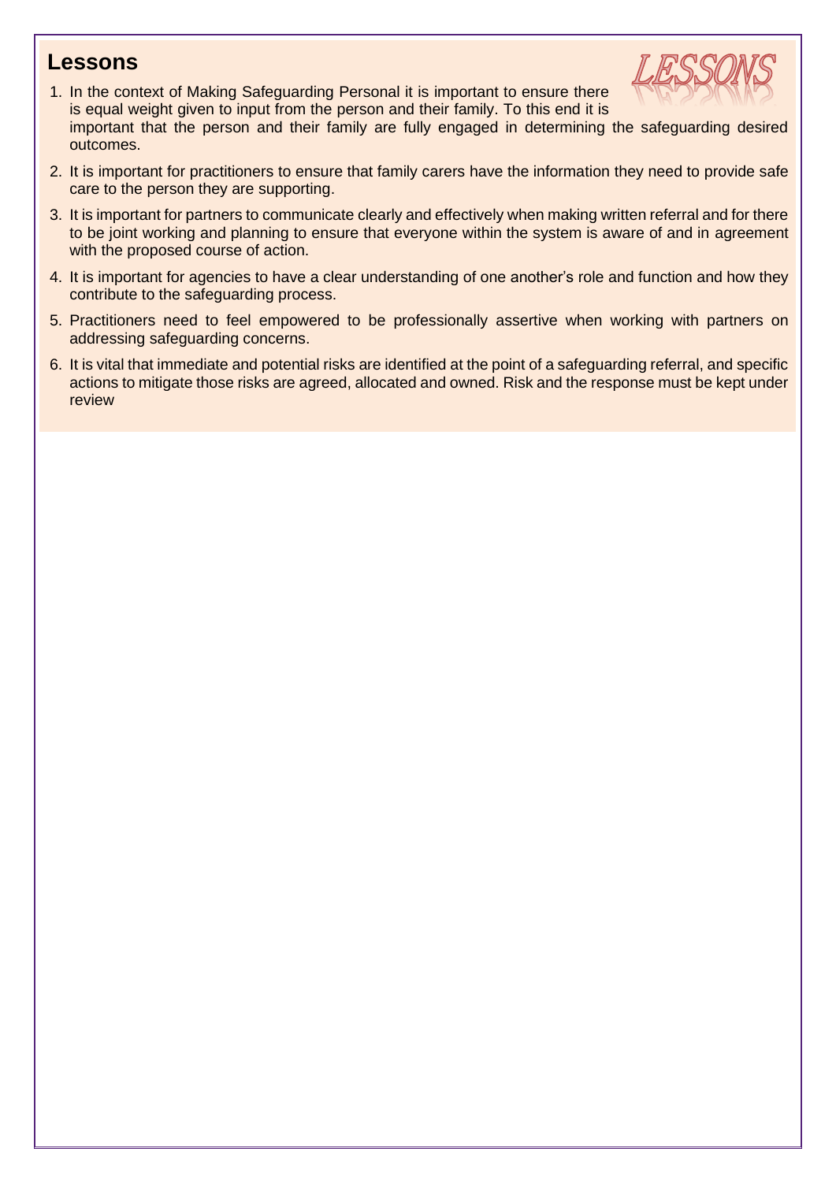## Lessons

1. In the context of Making Safeguarding Personal it is important to ensure there is equal weight given to input from the person and their family. To this end it is important that the person and their family are fully engaged in determining the safeguarding desired outcomes.
2. It is important for practitioners to ensure that family carers have the information they need to provide safe care to the person they are supporting.
3. It is important for partners to communicate clearly and effectively when making written referral and for there to be joint working and planning to ensure that everyone within the system is aware of and in agreement with the proposed course of action.
4. It is important for agencies to have a clear understanding of one another's role and function and how they contribute to the safeguarding process.
5. Practitioners need to feel empowered to be professionally assertive when working with partners on addressing safeguarding concerns.
6. It is vital that immediate and potential risks are identified at the point of a safeguarding referral, and specific actions to mitigate those risks are agreed, allocated and owned. Risk and the response must be kept under review